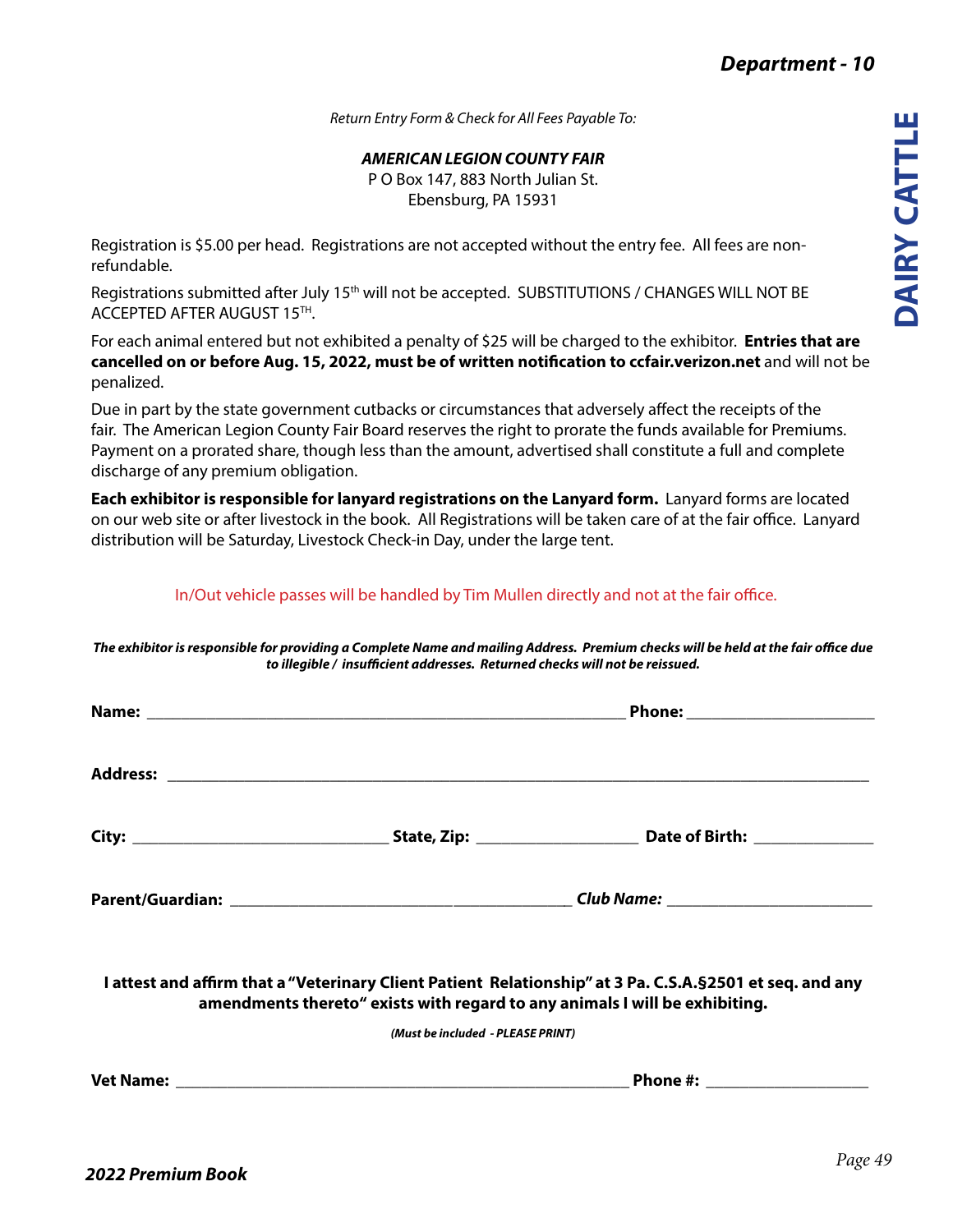# Department - 10

## DAIRY CATTLE

*Return Entry Form & Check for All Fees Payable To:*

***AMERICAN LEGION COUNTY FAIR***
P O Box 147, 883 North Julian St.
Ebensburg, PA 15931

Registration is $5.00 per head. Registrations are not accepted without the entry fee. All fees are non-refundable.

Registrations submitted after July 15th will not be accepted. SUBSTITUTIONS / CHANGES WILL NOT BE ACCEPTED AFTER AUGUST 15TH.

For each animal entered but not exhibited a penalty of $25 will be charged to the exhibitor. **Entries that are cancelled on or before Aug. 15, 2022, must be of written notification to ccfair.verizon.net** and will not be penalized.

Due in part by the state government cutbacks or circumstances that adversely affect the receipts of the fair. The American Legion County Fair Board reserves the right to prorate the funds available for Premiums. Payment on a prorated share, though less than the amount, advertised shall constitute a full and complete discharge of any premium obligation.

**Each exhibitor is responsible for lanyard registrations on the Lanyard form.** Lanyard forms are located on our web site or after livestock in the book. All Registrations will be taken care of at the fair office. Lanyard distribution will be Saturday, Livestock Check-in Day, under the large tent.

In/Out vehicle passes will be handled by Tim Mullen directly and not at the fair office.

***The exhibitor is responsible for providing a Complete Name and mailing Address. Premium checks will be held at the fair office due to illegible / insufficient addresses. Returned checks will not be reissued.***

**Name:** ________________________________________ **Phone:** ____________________

**Address:** ____________________________________________________________

**City:** ________________________ **State, Zip:** ________________ **Date of Birth:** ____________

**Parent/Guardian:** ________________________________ ***Club Name:*** ____________________

**I attest and affirm that a "Veterinary Client Patient Relationship" at 3 Pa. C.S.A.§2501 et seq. and any amendments thereto" exists with regard to any animals I will be exhibiting.**

***(Must be included - PLEASE PRINT)***

**Vet Name:** ________________________________________ **Phone #:** ________________

***2022 Premium Book***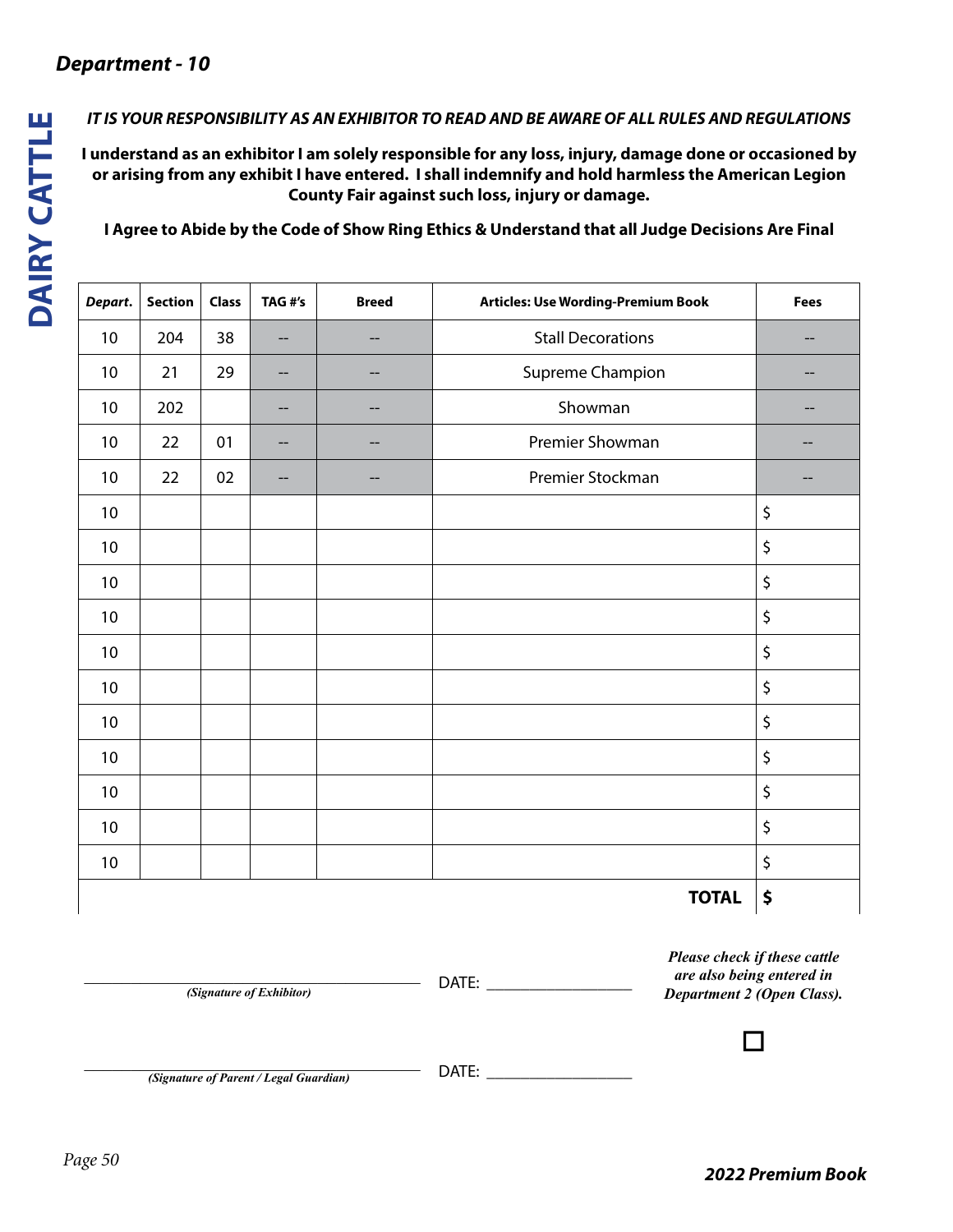## Department - 10

# DAIRY CATTLE

***IT IS YOUR RESPONSIBILITY AS AN EXHIBITOR TO READ AND BE AWARE OF ALL RULES AND REGULATIONS***

**I understand as an exhibitor I am solely responsible for any loss, injury, damage done or occasioned by or arising from any exhibit I have entered. I shall indemnify and hold harmless the American Legion County Fair against such loss, injury or damage.**

**I Agree to Abide by the Code of Show Ring Ethics & Understand that all Judge Decisions Are Final**

| *Depart.* | Section | Class | TAG #'s | Breed | Articles: Use Wording-Premium Book | Fees |
|---|---|---|---|---|---|---|
| 10 | 204 | 38 | -- | -- | Stall Decorations | -- |
| 10 | 21 | 29 | -- | -- | Supreme Champion | -- |
| 10 | 202 | | -- | -- | Showman | -- |
| 10 | 22 | 01 | -- | -- | Premier Showman | -- |
| 10 | 22 | 02 | -- | -- | Premier Stockman | -- |
| 10 | | | | | | $ |
| 10 | | | | | | $ |
| 10 | | | | | | $ |
| 10 | | | | | | $ |
| 10 | | | | | | $ |
| 10 | | | | | | $ |
| 10 | | | | | | $ |
| 10 | | | | | | $ |
| 10 | | | | | | $ |
| 10 | | | | | | $ |
| 10 | | | | | | $ |
| | | | | | **TOTAL** | **$** |

_______________________________ DATE: ______________

*(Signature of Exhibitor)*

_______________________________ DATE: ______________

*(Signature of Parent / Legal Guardian)*

***Please check if these cattle are also being entered in Department 2 (Open Class).***

☐